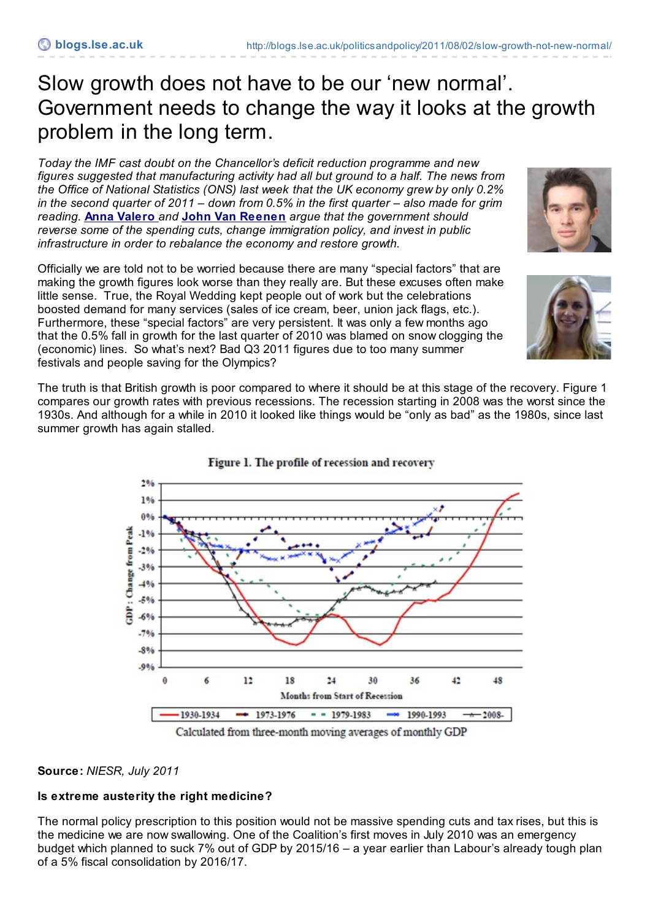# Slow growth does not have to be our 'new normal'. Government needs to change the way it looks at the growth problem in the long term.

*Today the IMF cast doubt on the Chancellor's deficit reduction programme and new figures suggested that manufacturing activity had all but ground to a half. The news from the Office of National Statistics (ONS) last week that the UK economy grew by only 0.2% in the second quarter of 2011 – down from 0.5% in the first quarter – also made for grim reading.* **Anna Valero** *and* **John Van Reenen** *argue that the government should reverse some of the spending cuts, change immigration policy, and invest in public infrastructure in order to rebalance the economy and restore growth.*

Officially we are told not to be worried because there are many "special factors" that are making the growth figures look worse than they really are. But these excuses often make little sense. True, the Royal Wedding kept people out of work but the celebrations boosted demand for many services (sales of ice cream, beer, union jack flags, etc.). Furthermore, these "special factors" are very persistent. It was only a few months ago that the 0.5% fall in growth for the last quarter of 2010 was blamed on snow clogging the (economic) lines. So what's next? Bad Q3 2011 figures due to too many summer festivals and people saving for the Olympics?

The truth is that British growth is poor compared to where it should be at this stage of the recovery. Figure 1 compares our growth rates with previous recessions. The recession starting in 2008 was the worst since the 1930s. And although for a while in 2010 it looked like things would be "only as bad" as the 1980s, since last summer growth has again stalled.

Figure 1. The profile of recession and recovery

Calculated from three-month moving averages of monthly GDP

**Source:** *NIESR, July 2011*

**Is extreme austerity the right medicine?**

The normal policy prescription to this position would not be massive spending cuts and tax rises, but this is the medicine we are now swallowing. One of the Coalition's first moves in July 2010 was an emergency budget which planned to suck 7% out of GDP by 2015/16 – a year earlier than Labour's already tough plan of a 5% fiscal consolidation by 2016/17.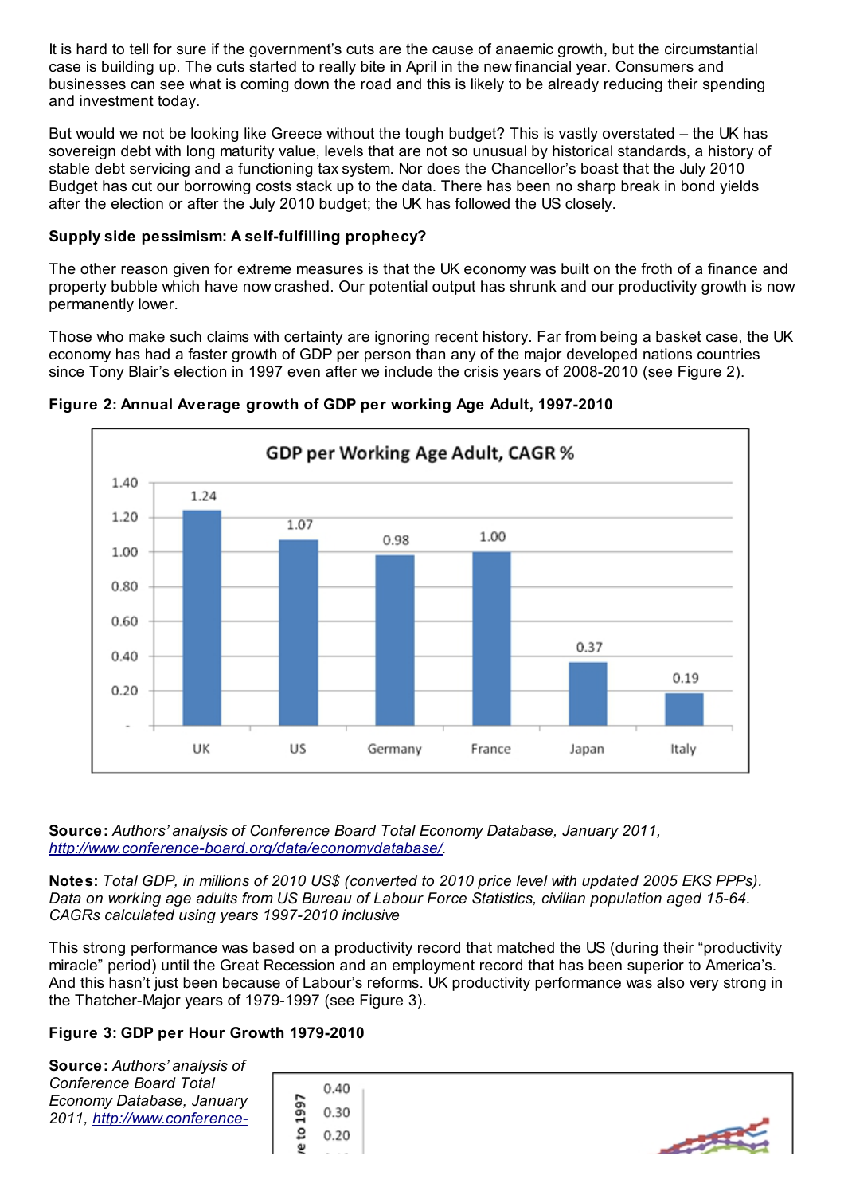It is hard to tell for sure if the government's cuts are the cause of anaemic growth, but the circumstantial case is building up. The cuts started to really bite in April in the new financial year. Consumers and businesses can see what is coming down the road and this is likely to be already reducing their spending and investment today.

But would we not be looking like Greece without the tough budget? This is vastly overstated – the UK has sovereign debt with long maturity value, levels that are not so unusual by historical standards, a history of stable debt servicing and a functioning tax system. Nor does the Chancellor's boast that the July 2010 Budget has cut our borrowing costs stack up to the data. There has been no sharp break in bond yields after the election or after the July 2010 budget; the UK has followed the US closely.

**Supply side pessimism: A self-fulfilling prophecy?**

The other reason given for extreme measures is that the UK economy was built on the froth of a finance and property bubble which have now crashed. Our potential output has shrunk and our productivity growth is now permanently lower.

Those who make such claims with certainty are ignoring recent history. Far from being a basket case, the UK economy has had a faster growth of GDP per person than any of the major developed nations countries since Tony Blair's election in 1997 even after we include the crisis years of 2008-2010 (see Figure 2).

**Figure 2: Annual Average growth of GDP per working Age Adult, 1997-2010**

GDP per Working Age Adult, CAGR %

| Country | CAGR % |
| --- | --- |
| UK | 1.24 |
| US | 1.07 |
| Germany | 0.98 |
| France | 1.00 |
| Japan | 0.37 |
| Italy | 0.19 |

**Source:** *Authors' analysis of Conference Board Total Economy Database, January 2011, http://www.conference-board.org/data/economydatabase/.*

**Notes:** *Total GDP, in millions of 2010 US$ (converted to 2010 price level with updated 2005 EKS PPPs). Data on working age adults from US Bureau of Labour Force Statistics, civilian population aged 15-64. CAGRs calculated using years 1997-2010 inclusive*

This strong performance was based on a productivity record that matched the US (during their "productivity miracle" period) until the Great Recession and an employment record that has been superior to America's. And this hasn't just been because of Labour's reforms. UK productivity performance was also very strong in the Thatcher-Major years of 1979-1997 (see Figure 3).

**Figure 3: GDP per Hour Growth 1979-2010**

**Source:** *Authors' analysis of Conference Board Total Economy Database, January 2011, http://www.conference-*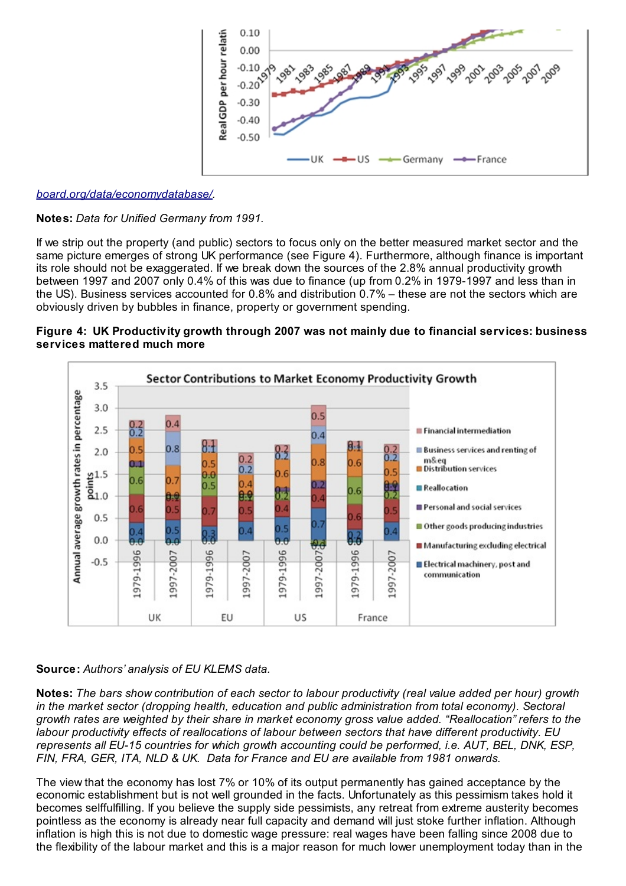board.org/data/economydatabase/.

**Notes:** *Data for Unified Germany from 1991.*

If we strip out the property (and public) sectors to focus only on the better measured market sector and the same picture emerges of strong UK performance (see Figure 4). Furthermore, although finance is important its role should not be exaggerated. If we break down the sources of the 2.8% annual productivity growth between 1997 and 2007 only 0.4% of this was due to finance (up from 0.2% in 1979-1997 and less than in the US). Business services accounted for 0.8% and distribution 0.7% – these are not the sectors which are obviously driven by bubbles in finance, property or government spending.

**Figure 4: UK Productivity growth through 2007 was not mainly due to financial services: business services mattered much more**

**Source:** *Authors' analysis of EU KLEMS data.*

**Notes:** *The bars show contribution of each sector to labour productivity (real value added per hour) growth in the market sector (dropping health, education and public administration from total economy). Sectoral growth rates are weighted by their share in market economy gross value added. "Reallocation" refers to the labour productivity effects of reallocations of labour between sectors that have different productivity. EU represents all EU-15 countries for which growth accounting could be performed, i.e. AUT, BEL, DNK, ESP, FIN, FRA, GER, ITA, NLD & UK. Data for France and EU are available from 1981 onwards.*

The view that the economy has lost 7% or 10% of its output permanently has gained acceptance by the economic establishment but is not well grounded in the facts. Unfortunately as this pessimism takes hold it becomes selffulfilling. If you believe the supply side pessimists, any retreat from extreme austerity becomes pointless as the economy is already near full capacity and demand will just stoke further inflation. Although inflation is high this is not due to domestic wage pressure: real wages have been falling since 2008 due to the flexibility of the labour market and this is a major reason for much lower unemployment today than in the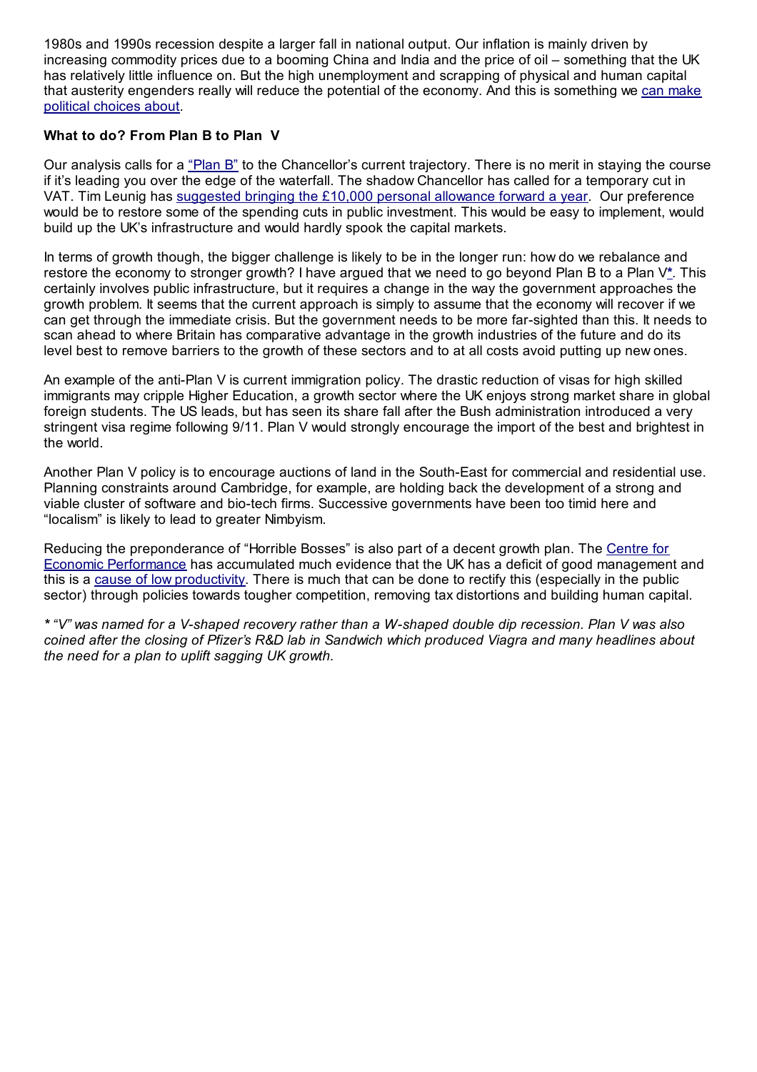1980s and 1990s recession despite a larger fall in national output. Our inflation is mainly driven by increasing commodity prices due to a booming China and India and the price of oil – something that the UK has relatively little influence on. But the high unemployment and scrapping of physical and human capital that austerity engenders really will reduce the potential of the economy. And this is something we can make political choices about.

**What to do? From Plan B to Plan V**

Our analysis calls for a "Plan B" to the Chancellor's current trajectory. There is no merit in staying the course if it's leading you over the edge of the waterfall. The shadow Chancellor has called for a temporary cut in VAT. Tim Leunig has suggested bringing the £10,000 personal allowance forward a year. Our preference would be to restore some of the spending cuts in public investment. This would be easy to implement, would build up the UK's infrastructure and would hardly spook the capital markets.

In terms of growth though, the bigger challenge is likely to be in the longer run: how do we rebalance and restore the economy to stronger growth? I have argued that we need to go beyond Plan B to a Plan V*. This certainly involves public infrastructure, but it requires a change in the way the government approaches the growth problem. It seems that the current approach is simply to assume that the economy will recover if we can get through the immediate crisis. But the government needs to be more far-sighted than this. It needs to scan ahead to where Britain has comparative advantage in the growth industries of the future and do its level best to remove barriers to the growth of these sectors and to at all costs avoid putting up new ones.

An example of the anti-Plan V is current immigration policy. The drastic reduction of visas for high skilled immigrants may cripple Higher Education, a growth sector where the UK enjoys strong market share in global foreign students. The US leads, but has seen its share fall after the Bush administration introduced a very stringent visa regime following 9/11. Plan V would strongly encourage the import of the best and brightest in the world.

Another Plan V policy is to encourage auctions of land in the South-East for commercial and residential use. Planning constraints around Cambridge, for example, are holding back the development of a strong and viable cluster of software and bio-tech firms. Successive governments have been too timid here and "localism" is likely to lead to greater Nimbyism.

Reducing the preponderance of "Horrible Bosses" is also part of a decent growth plan. The Centre for Economic Performance has accumulated much evidence that the UK has a deficit of good management and this is a cause of low productivity. There is much that can be done to rectify this (especially in the public sector) through policies towards tougher competition, removing tax distortions and building human capital.

*\* "V" was named for a V-shaped recovery rather than a W-shaped double dip recession. Plan V was also coined after the closing of Pfizer's R&D lab in Sandwich which produced Viagra and many headlines about the need for a plan to uplift sagging UK growth.*